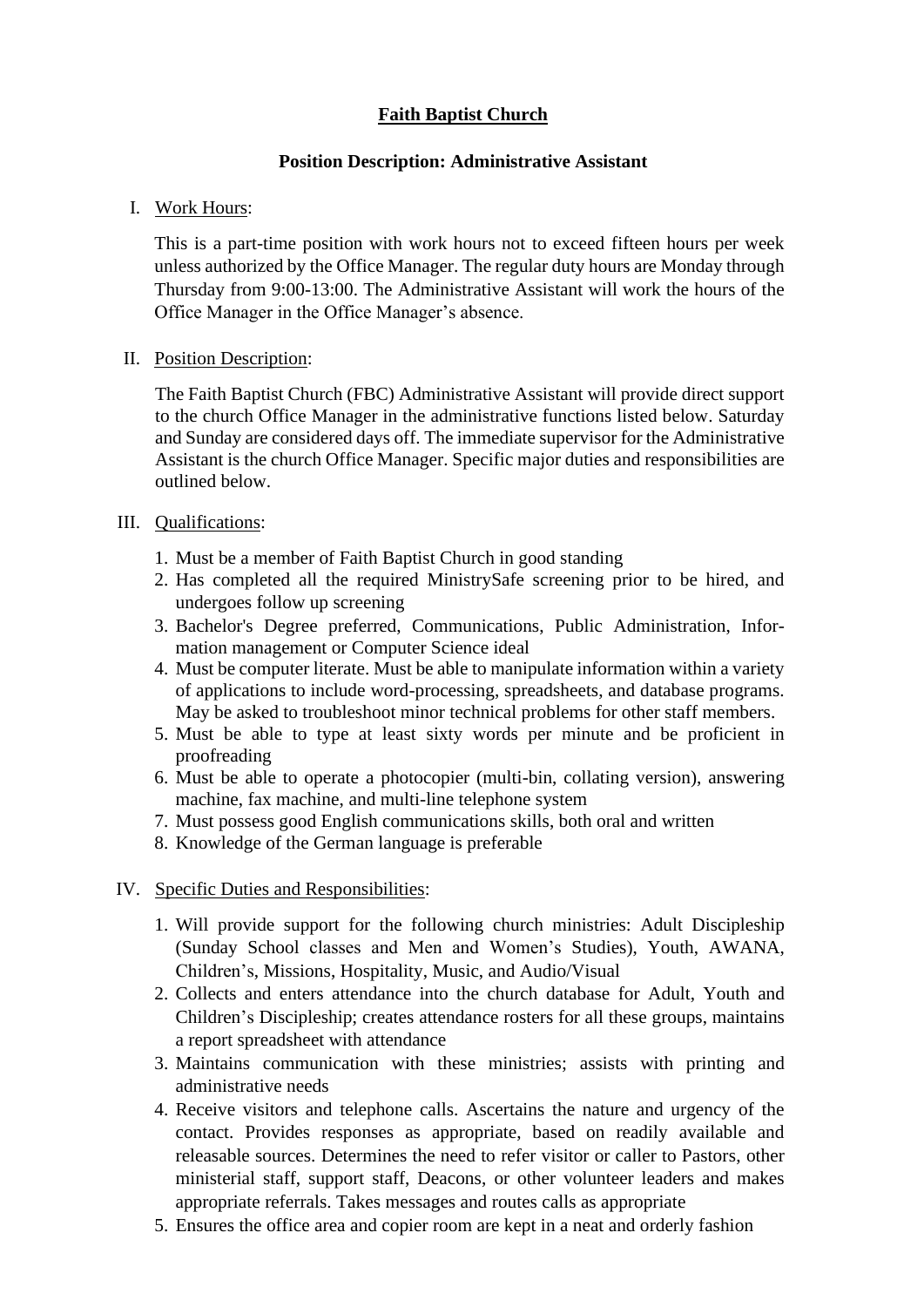# Faith Baptist Church

## Position Description: Administrative Assistant

I. Work Hours:

This is a part-time position with work hours not to exceed fifteen hours per week unless authorized by the Office Manager. The regular duty hours are Monday through Thursday from 9:00-13:00. The Administrative Assistant will work the hours of the Office Manager in the Office Manager's absence.

II. Position Description:

The Faith Baptist Church (FBC) Administrative Assistant will provide direct support to the church Office Manager in the administrative functions listed below. Saturday and Sunday are considered days off. The immediate supervisor for the Administrative Assistant is the church Office Manager. Specific major duties and responsibilities are outlined below.

III. Qualifications:

1. Must be a member of Faith Baptist Church in good standing
2. Has completed all the required MinistrySafe screening prior to be hired, and undergoes follow up screening
3. Bachelor's Degree preferred, Communications, Public Administration, Information management or Computer Science ideal
4. Must be computer literate. Must be able to manipulate information within a variety of applications to include word-processing, spreadsheets, and database programs. May be asked to troubleshoot minor technical problems for other staff members.
5. Must be able to type at least sixty words per minute and be proficient in proofreading
6. Must be able to operate a photocopier (multi-bin, collating version), answering machine, fax machine, and multi-line telephone system
7. Must possess good English communications skills, both oral and written
8. Knowledge of the German language is preferable

IV. Specific Duties and Responsibilities:

1. Will provide support for the following church ministries: Adult Discipleship (Sunday School classes and Men and Women's Studies), Youth, AWANA, Children's, Missions, Hospitality, Music, and Audio/Visual
2. Collects and enters attendance into the church database for Adult, Youth and Children's Discipleship; creates attendance rosters for all these groups, maintains a report spreadsheet with attendance
3. Maintains communication with these ministries; assists with printing and administrative needs
4. Receive visitors and telephone calls. Ascertains the nature and urgency of the contact. Provides responses as appropriate, based on readily available and releasable sources. Determines the need to refer visitor or caller to Pastors, other ministerial staff, support staff, Deacons, or other volunteer leaders and makes appropriate referrals. Takes messages and routes calls as appropriate
5. Ensures the office area and copier room are kept in a neat and orderly fashion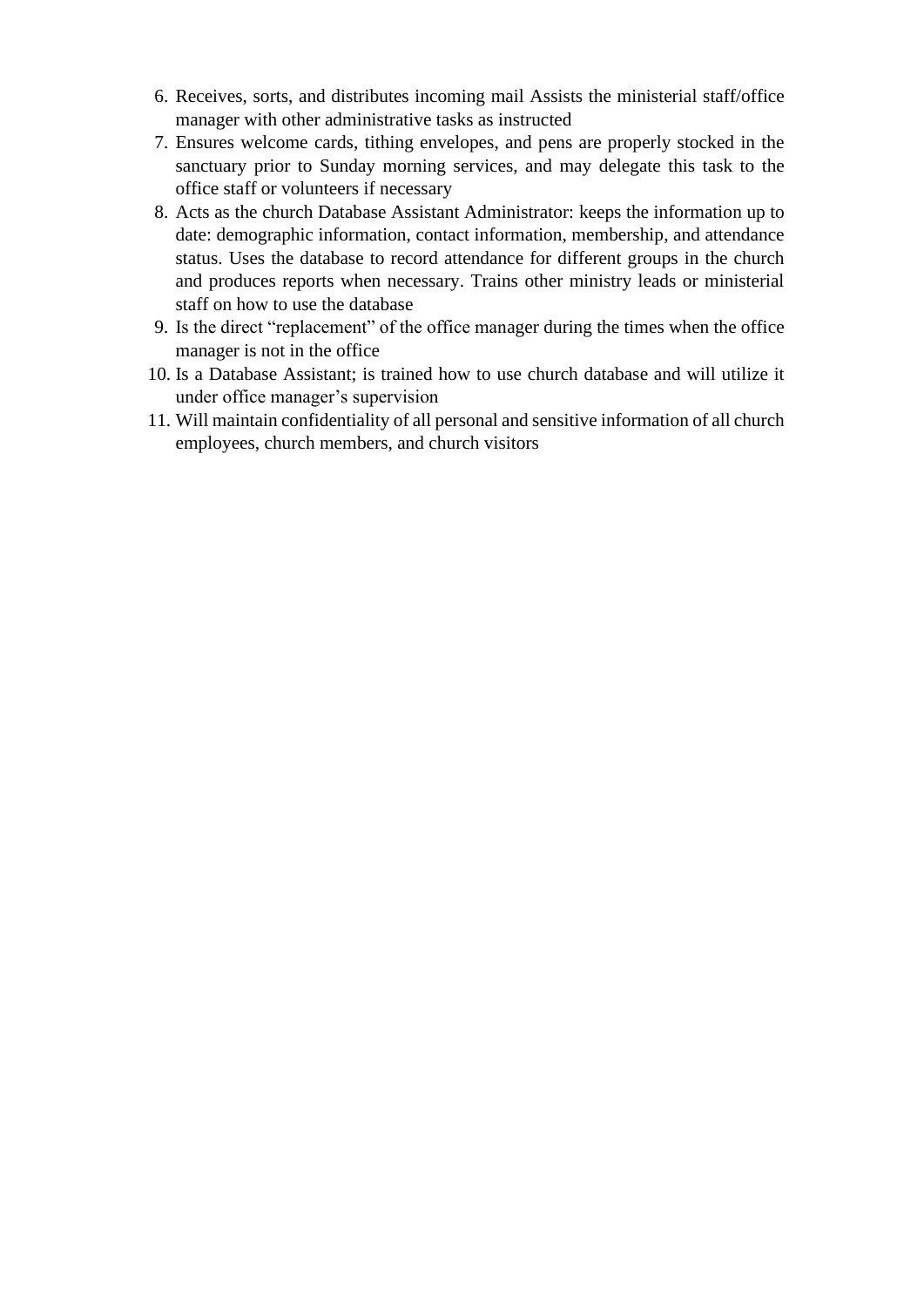6. Receives, sorts, and distributes incoming mail Assists the ministerial staff/office manager with other administrative tasks as instructed
7. Ensures welcome cards, tithing envelopes, and pens are properly stocked in the sanctuary prior to Sunday morning services, and may delegate this task to the office staff or volunteers if necessary
8. Acts as the church Database Assistant Administrator: keeps the information up to date: demographic information, contact information, membership, and attendance status. Uses the database to record attendance for different groups in the church and produces reports when necessary. Trains other ministry leads or ministerial staff on how to use the database
9. Is the direct "replacement" of the office manager during the times when the office manager is not in the office
10. Is a Database Assistant; is trained how to use church database and will utilize it under office manager's supervision
11. Will maintain confidentiality of all personal and sensitive information of all church employees, church members, and church visitors